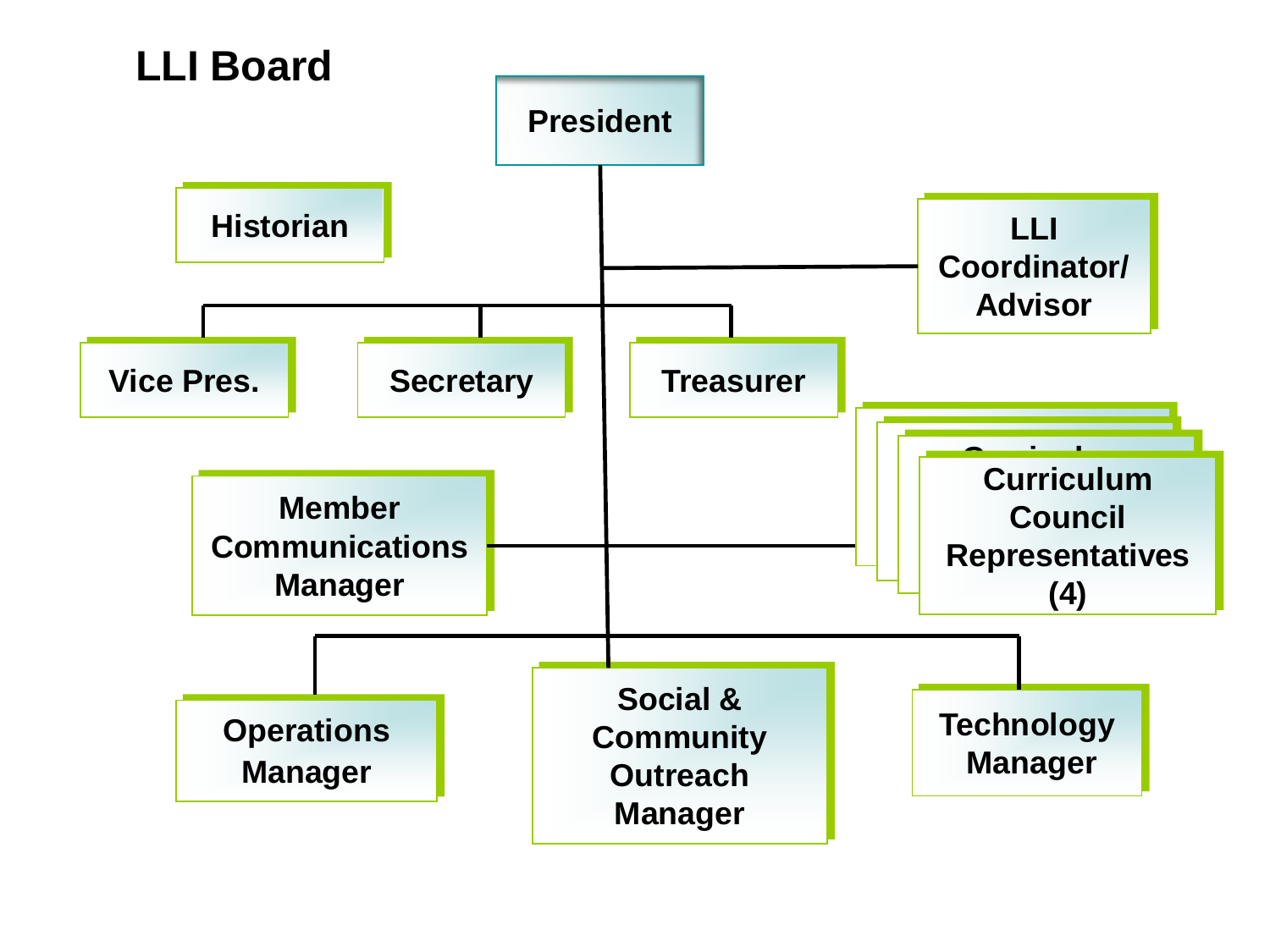# LLI Board

- President
  - LLI Coordinator/ Advisor
  - Historian
  - Vice Pres.
  - Secretary
  - Treasurer
  - Member Communications Manager
  - Curriculum Council Representatives (4)
  - Operations Manager
  - Social & Community Outreach Manager
  - Technology Manager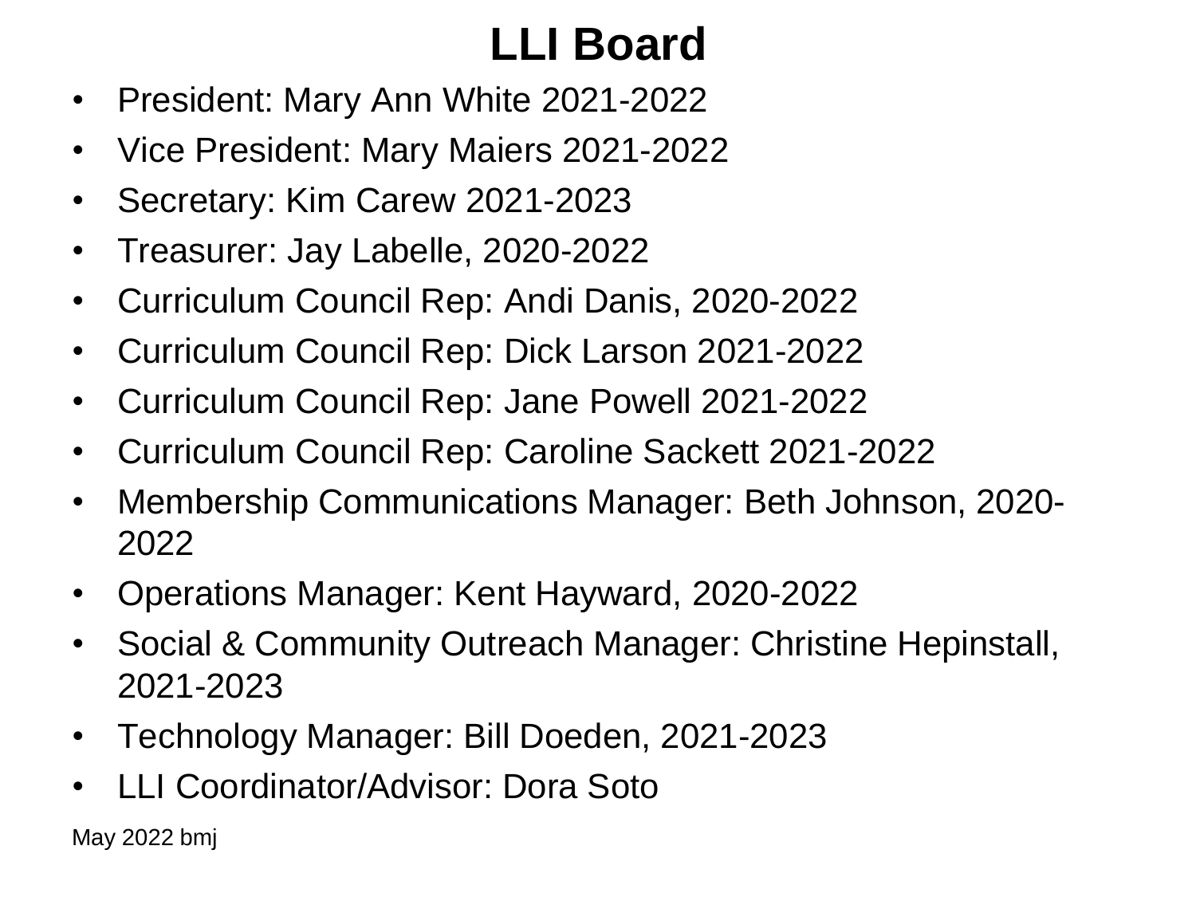# LLI Board

- President: Mary Ann White 2021-2022
- Vice President: Mary Maiers 2021-2022
- Secretary: Kim Carew 2021-2023
- Treasurer: Jay Labelle, 2020-2022
- Curriculum Council Rep: Andi Danis, 2020-2022
- Curriculum Council Rep: Dick Larson 2021-2022
- Curriculum Council Rep: Jane Powell 2021-2022
- Curriculum Council Rep: Caroline Sackett 2021-2022
- Membership Communications Manager: Beth Johnson, 2020-2022
- Operations Manager: Kent Hayward, 2020-2022
- Social & Community Outreach Manager: Christine Hepinstall, 2021-2023
- Technology Manager: Bill Doeden, 2021-2023
- LLI Coordinator/Advisor: Dora Soto

May 2022 bmj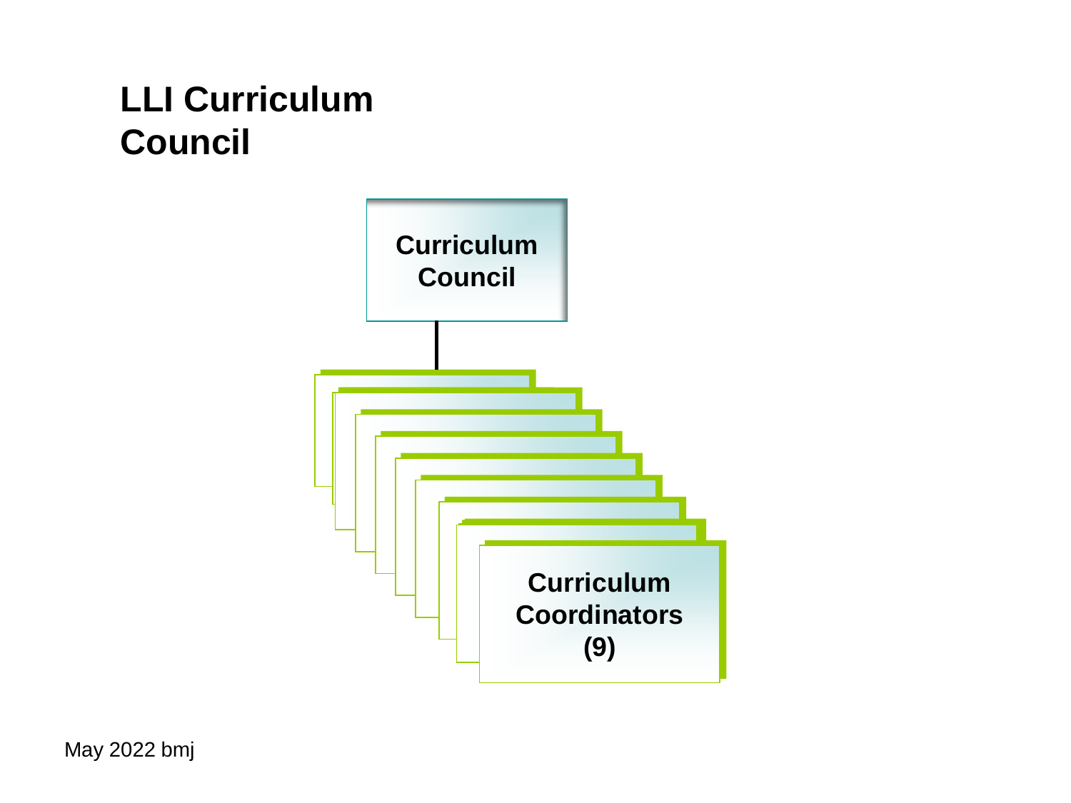# LLI Curriculum Council

Curriculum Council

Curriculum Coordinators (9)

May 2022 bmj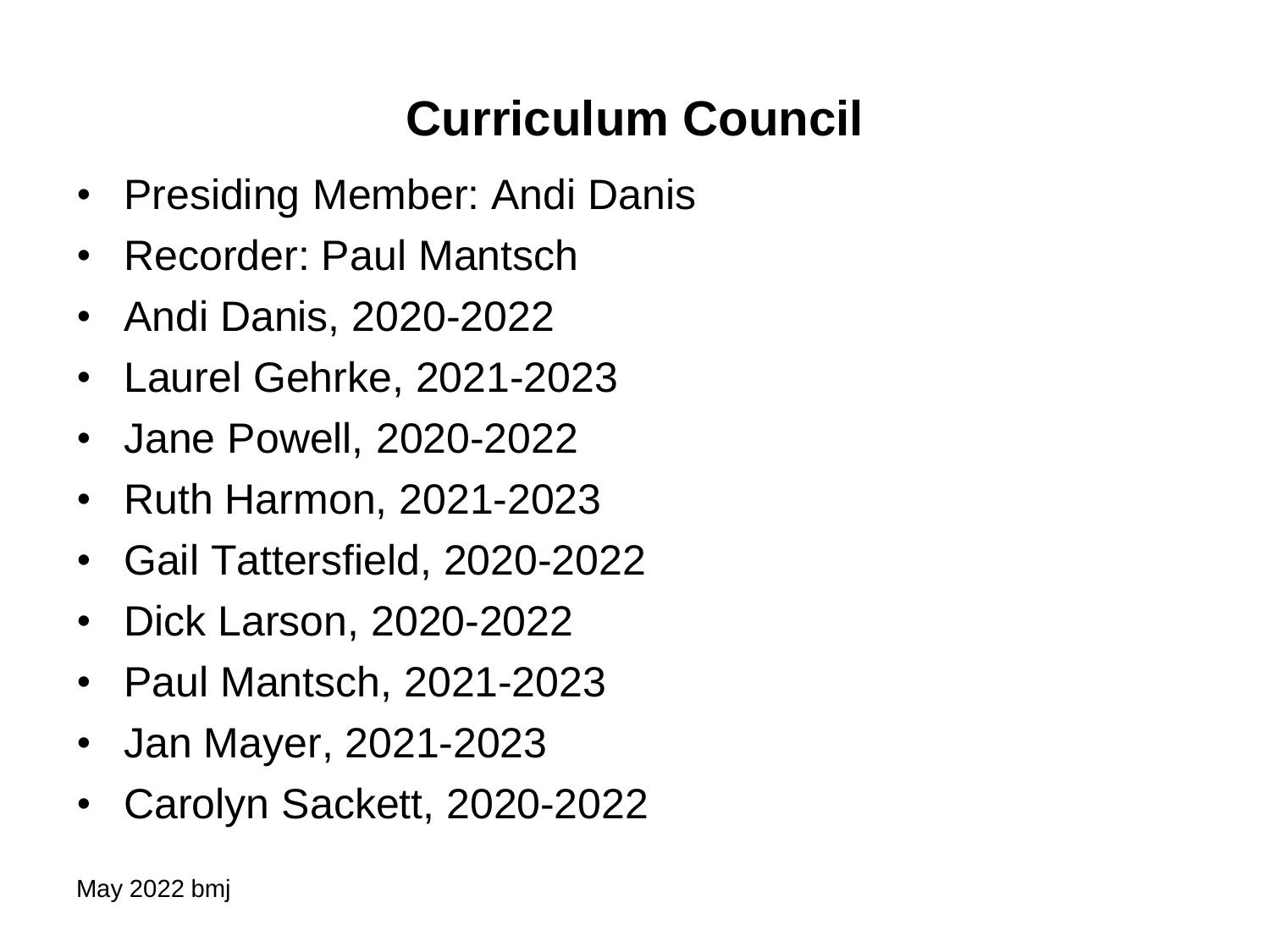# Curriculum Council

- Presiding Member: Andi Danis
- Recorder: Paul Mantsch
- Andi Danis, 2020-2022
- Laurel Gehrke, 2021-2023
- Jane Powell, 2020-2022
- Ruth Harmon, 2021-2023
- Gail Tattersfield, 2020-2022
- Dick Larson, 2020-2022
- Paul Mantsch, 2021-2023
- Jan Mayer, 2021-2023
- Carolyn Sackett, 2020-2022

May 2022 bmj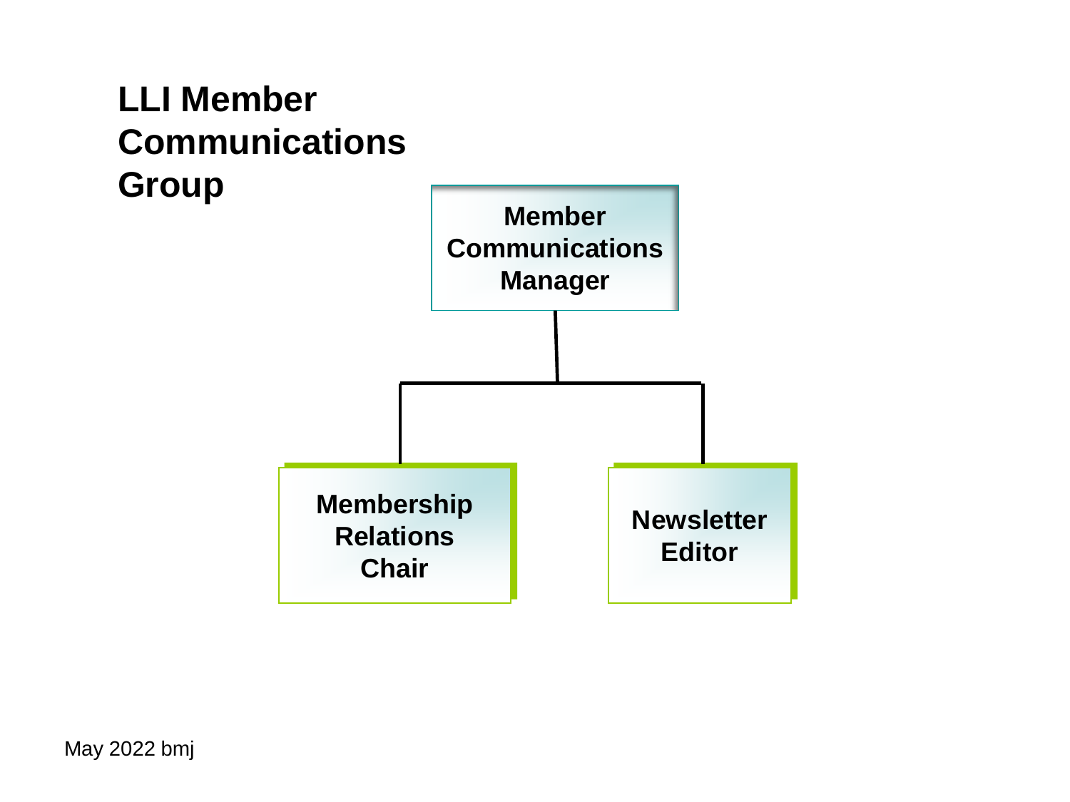# LLI Member Communications Group

- **Member Communications Manager**
  - **Membership Relations Chair**
  - **Newsletter Editor**

May 2022 bmj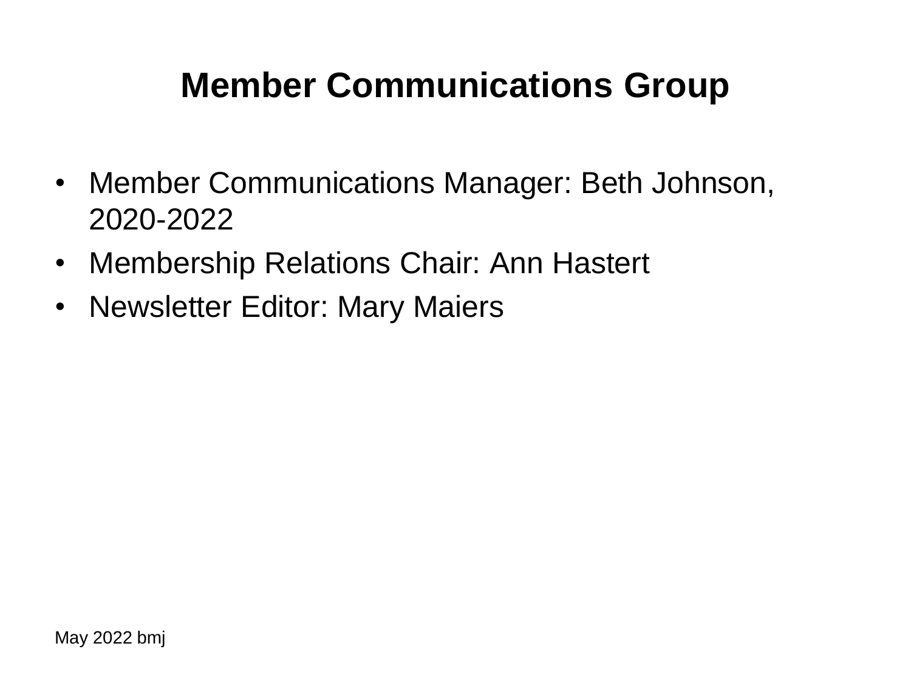# Member Communications Group

- Member Communications Manager: Beth Johnson, 2020-2022
- Membership Relations Chair: Ann Hastert
- Newsletter Editor: Mary Maiers

May 2022 bmj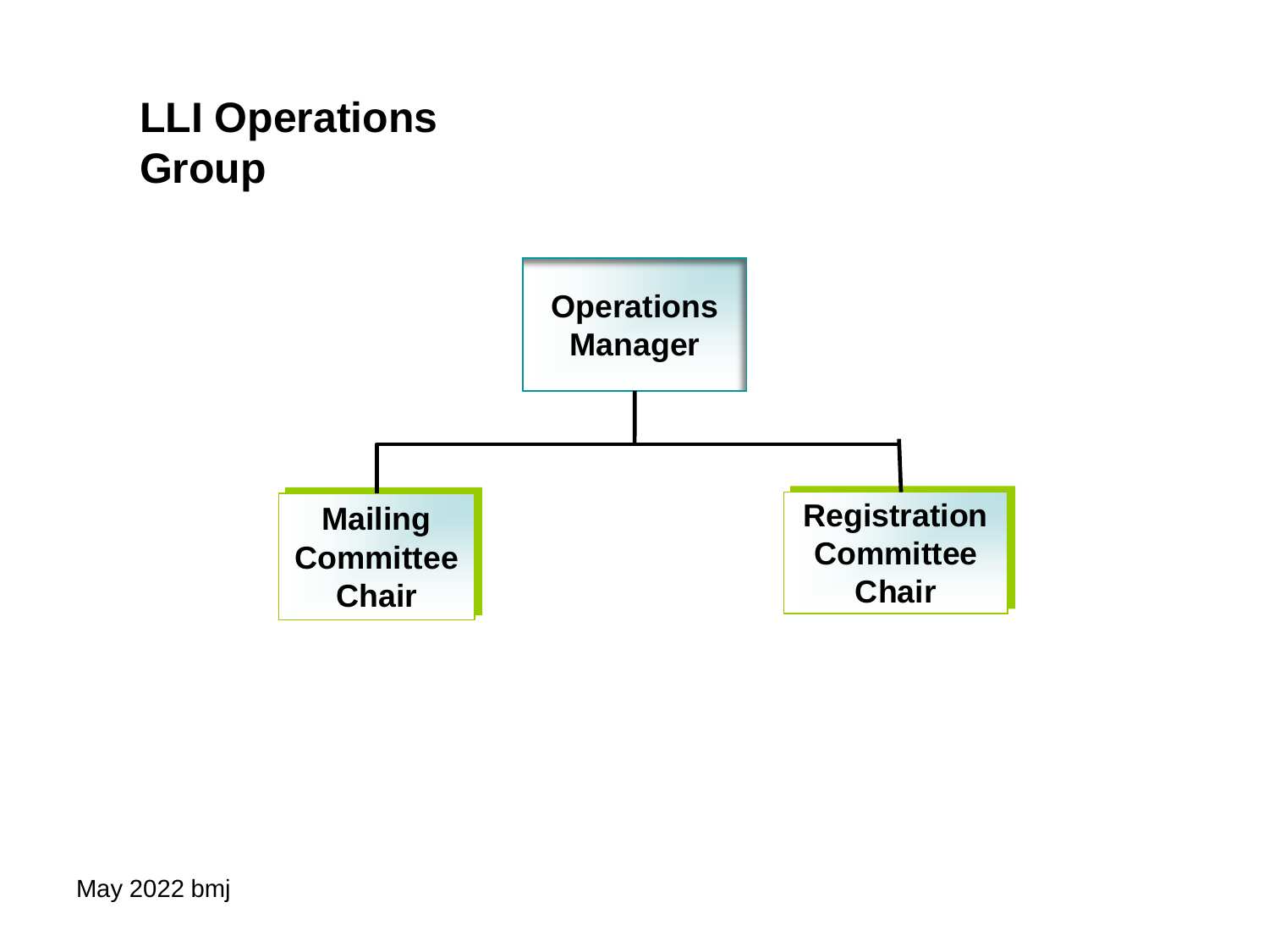# LLI Operations Group

- **Operations Manager**
  - **Mailing Committee Chair**
  - **Registration Committee Chair**

May 2022 bmj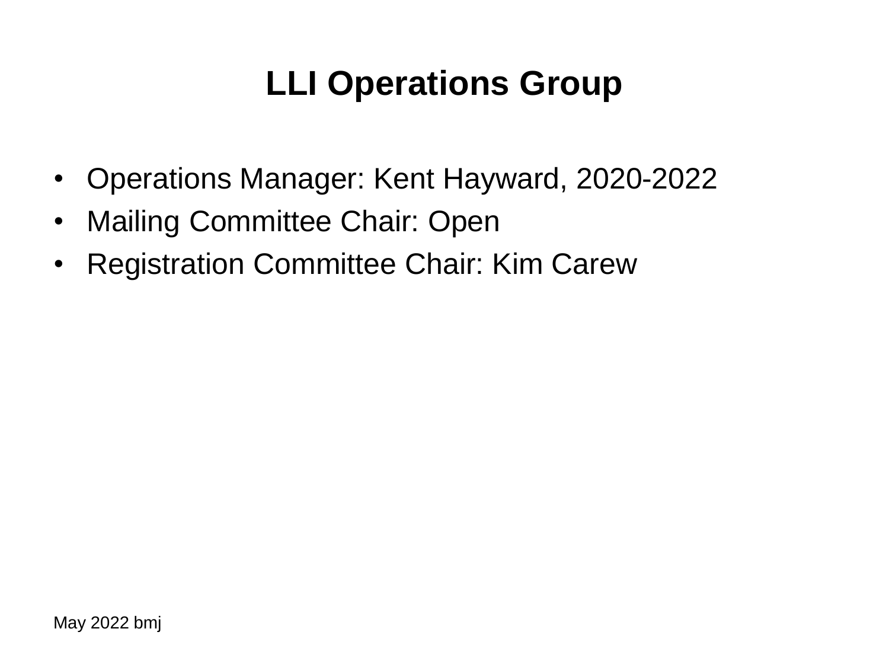# LLI Operations Group

- Operations Manager: Kent Hayward, 2020-2022
- Mailing Committee Chair: Open
- Registration Committee Chair: Kim Carew

May 2022 bmj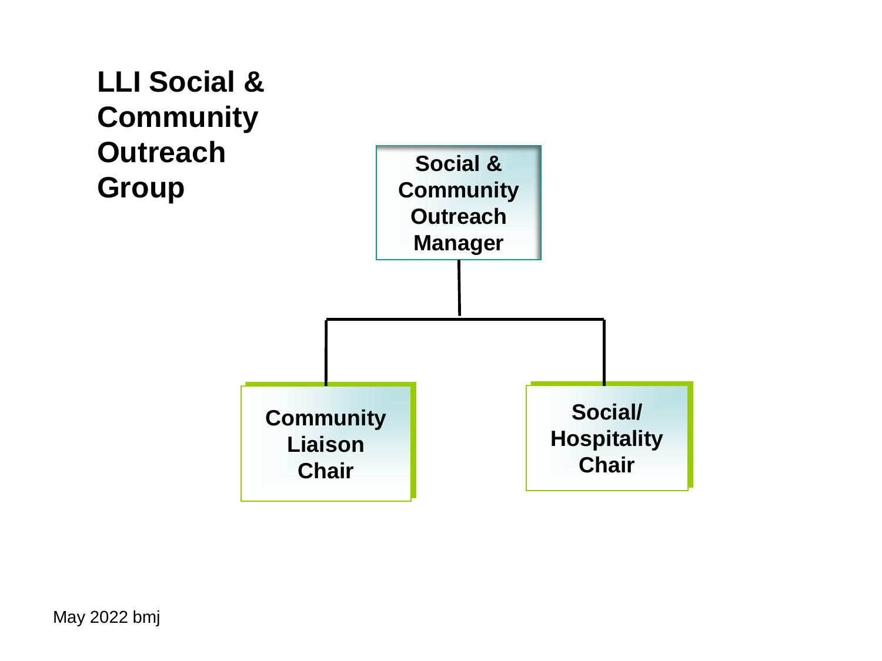# LLI Social & Community Outreach Group

**Social & Community Outreach Manager**

- **Community Liaison Chair**
- **Social/ Hospitality Chair**

May 2022 bmj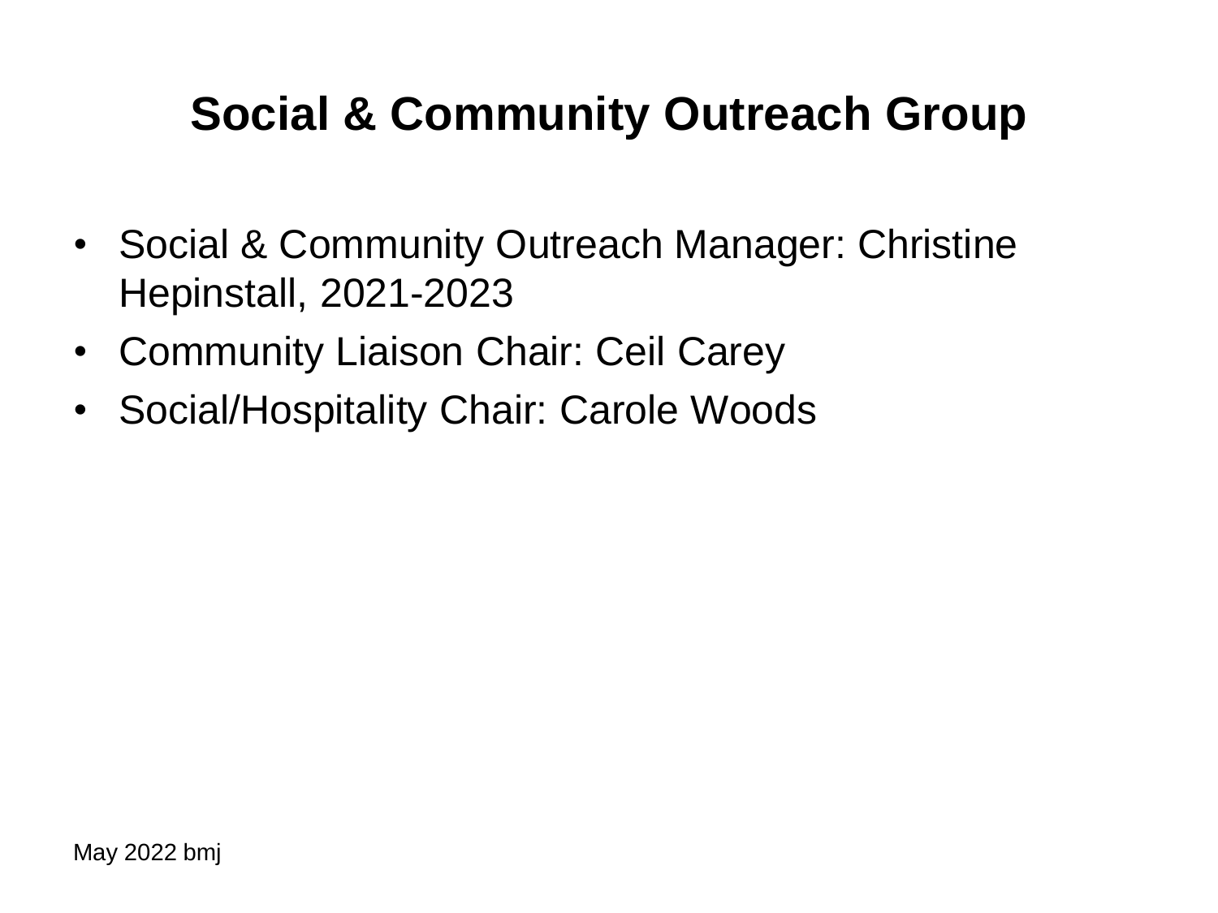# Social & Community Outreach Group

- Social & Community Outreach Manager: Christine Hepinstall, 2021-2023
- Community Liaison Chair: Ceil Carey
- Social/Hospitality Chair: Carole Woods

May 2022 bmj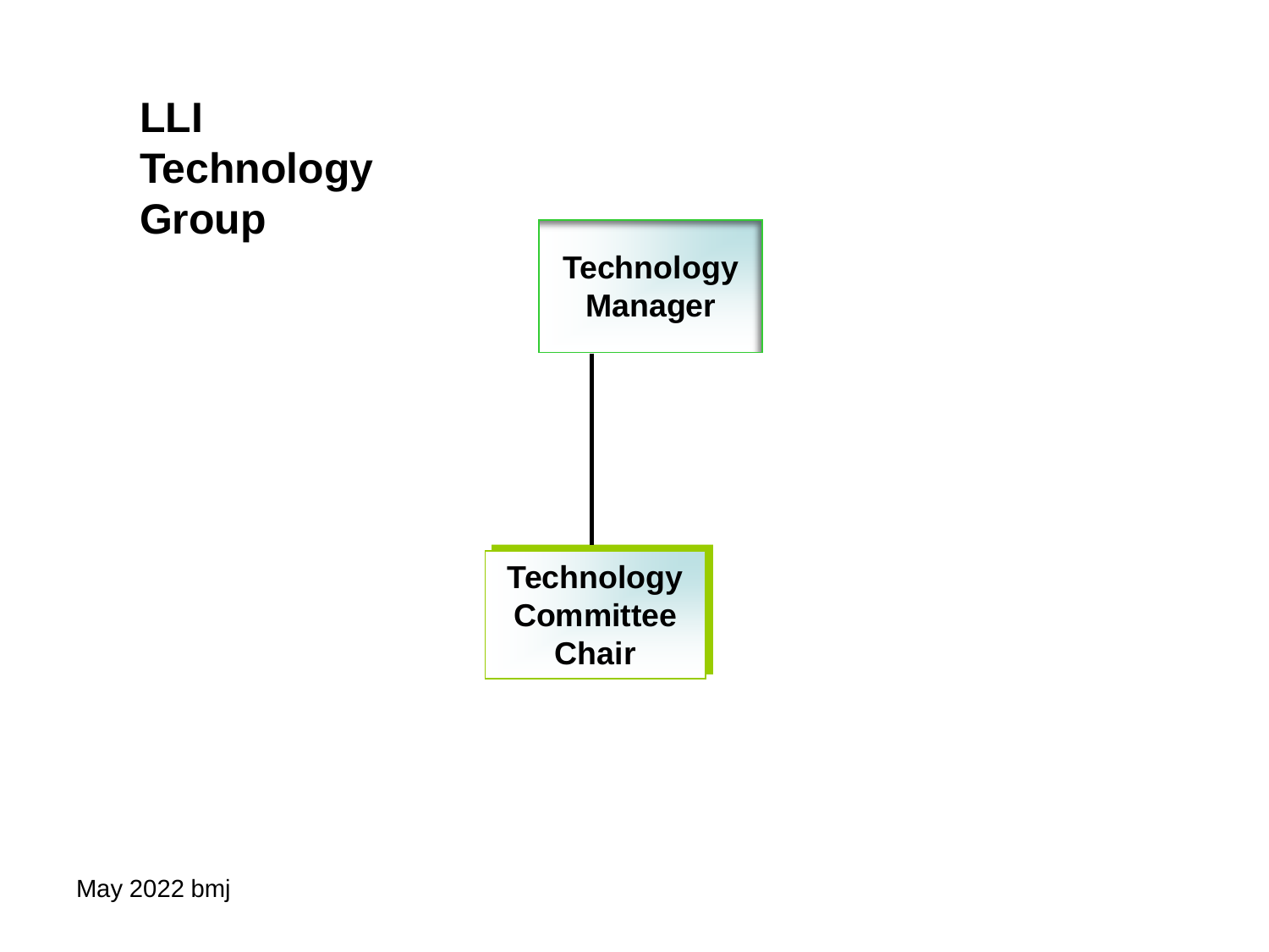# LLI Technology Group

**Technology Manager**

**Technology Committee Chair**

May 2022 bmj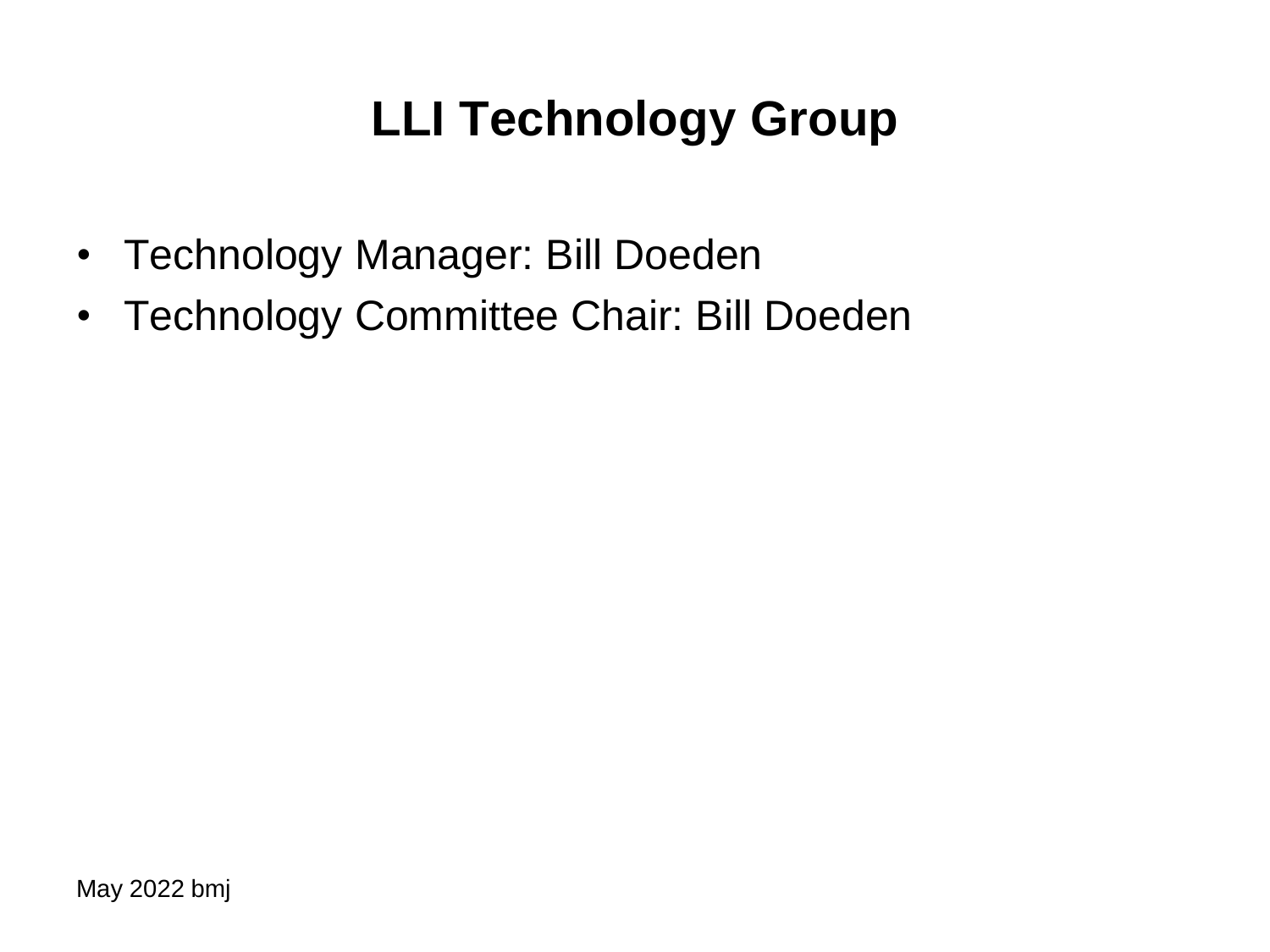# LLI Technology Group

- Technology Manager: Bill Doeden
- Technology Committee Chair: Bill Doeden

May 2022 bmj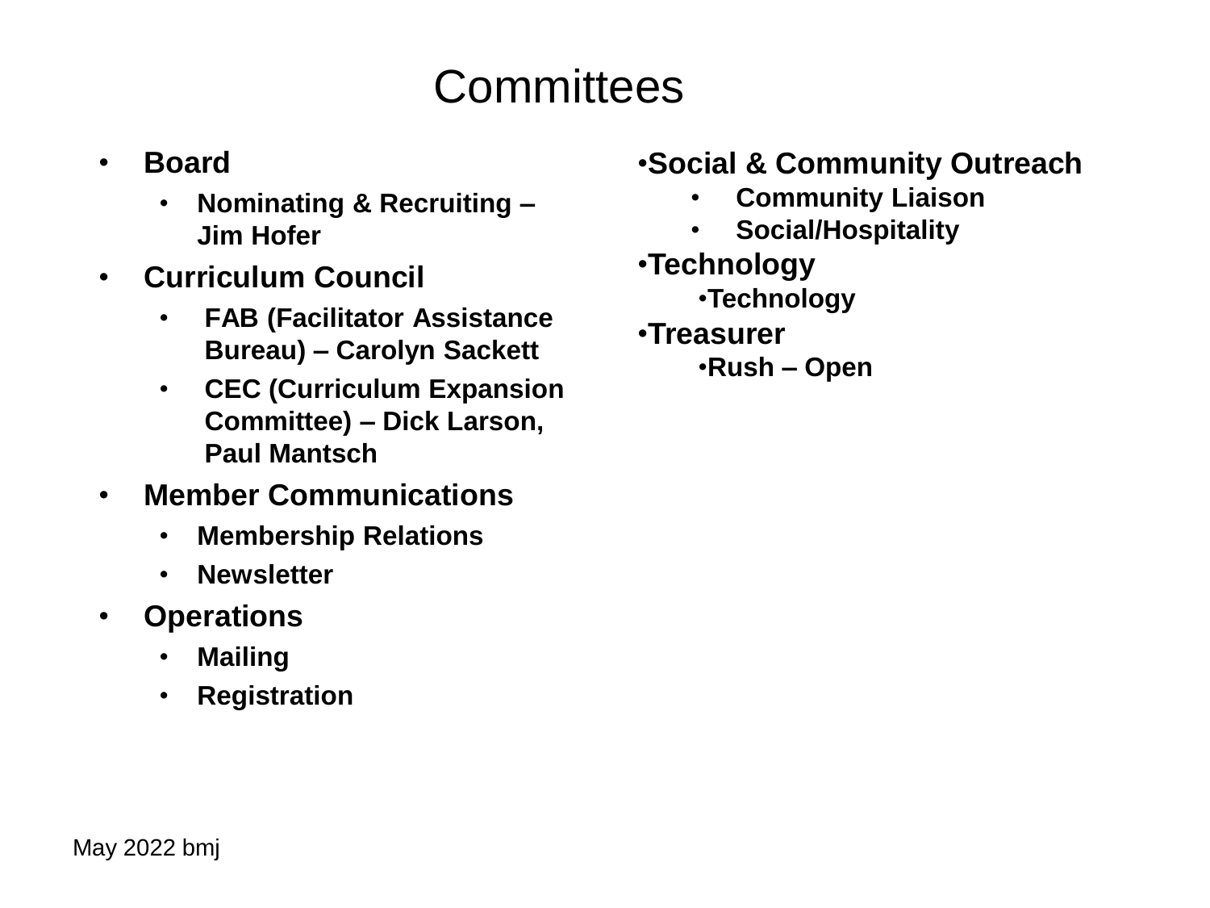# Committees

- **Board**
  - **Nominating & Recruiting – Jim Hofer**
- **Curriculum Council**
  - **FAB (Facilitator Assistance Bureau) – Carolyn Sackett**
  - **CEC (Curriculum Expansion Committee) – Dick Larson, Paul Mantsch**
- **Member Communications**
  - **Membership Relations**
  - **Newsletter**
- **Operations**
  - **Mailing**
  - **Registration**
- **Social & Community Outreach**
  - **Community Liaison**
  - **Social/Hospitality**
- **Technology**
  - **Technology**
- **Treasurer**
  - **Rush – Open**

May 2022 bmj